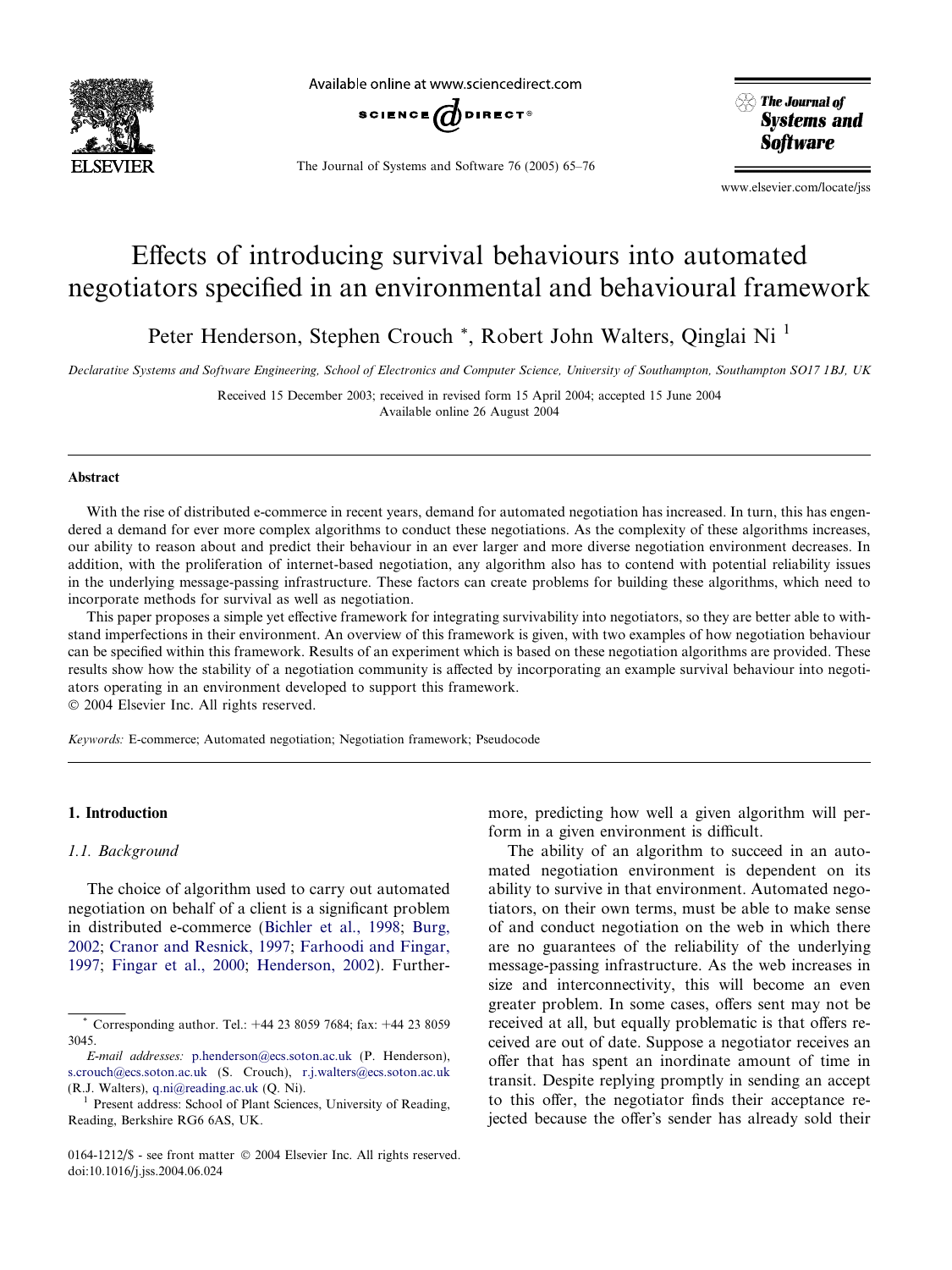# Effects of introducing survival behaviours into automated negotiators specified in an environmental and behavioural framework

Peter Henderson, Stephen Crouch *, Robert John Walters, Qinglai Ni [1]

*Declarative Systems and Software Engineering, School of Electronics and Computer Science, University of Southampton, Southampton SO17 1BJ, UK*

Received 15 December 2003; received in revised form 15 April 2004; accepted 15 June 2004
Available online 26 August 2004

## Abstract

With the rise of distributed e-commerce in recent years, demand for automated negotiation has increased. In turn, this has engendered a demand for ever more complex algorithms to conduct these negotiations. As the complexity of these algorithms increases, our ability to reason about and predict their behaviour in an ever larger and more diverse negotiation environment decreases. In addition, with the proliferation of internet-based negotiation, any algorithm also has to contend with potential reliability issues in the underlying message-passing infrastructure. These factors can create problems for building these algorithms, which need to incorporate methods for survival as well as negotiation.

This paper proposes a simple yet effective framework for integrating survivability into negotiators, so they are better able to withstand imperfections in their environment. An overview of this framework is given, with two examples of how negotiation behaviour can be specified within this framework. Results of an experiment which is based on these negotiation algorithms are provided. These results show how the stability of a negotiation community is affected by incorporating an example survival behaviour into negotiators operating in an environment developed to support this framework.

© 2004 Elsevier Inc. All rights reserved.

*Keywords:* E-commerce; Automated negotiation; Negotiation framework; Pseudocode

## 1. Introduction

### 1.1. Background

The choice of algorithm used to carry out automated negotiation on behalf of a client is a significant problem in distributed e-commerce (Bichler et al., 1998; Burg, 2002; Cranor and Resnick, 1997; Farhoodi and Fingar, 1997; Fingar et al., 2000; Henderson, 2002). Furthermore, predicting how well a given algorithm will perform in a given environment is difficult.

The ability of an algorithm to succeed in an automated negotiation environment is dependent on its ability to survive in that environment. Automated negotiators, on their own terms, must be able to make sense of and conduct negotiation on the web in which there are no guarantees of the reliability of the underlying message-passing infrastructure. As the web increases in size and interconnectivity, this will become an even greater problem. In some cases, offers sent may not be received at all, but equally problematic is that offers received are out of date. Suppose a negotiator receives an offer that has spent an inordinate amount of time in transit. Despite replying promptly in sending an accept to this offer, the negotiator finds their acceptance rejected because the offer's sender has already sold their

---

* Corresponding author. Tel.: +44 23 8059 7684; fax: +44 23 8059 3045.

*E-mail addresses:* p.henderson@ecs.soton.ac.uk (P. Henderson), s.crouch@ecs.soton.ac.uk (S. Crouch), r.j.walters@ecs.soton.ac.uk (R.J. Walters), q.ni@reading.ac.uk (Q. Ni).

[1] Present address: School of Plant Sciences, University of Reading, Reading, Berkshire RG6 6AS, UK.

0164-1212/$ - see front matter © 2004 Elsevier Inc. All rights reserved.
doi:10.1016/j.jss.2004.06.024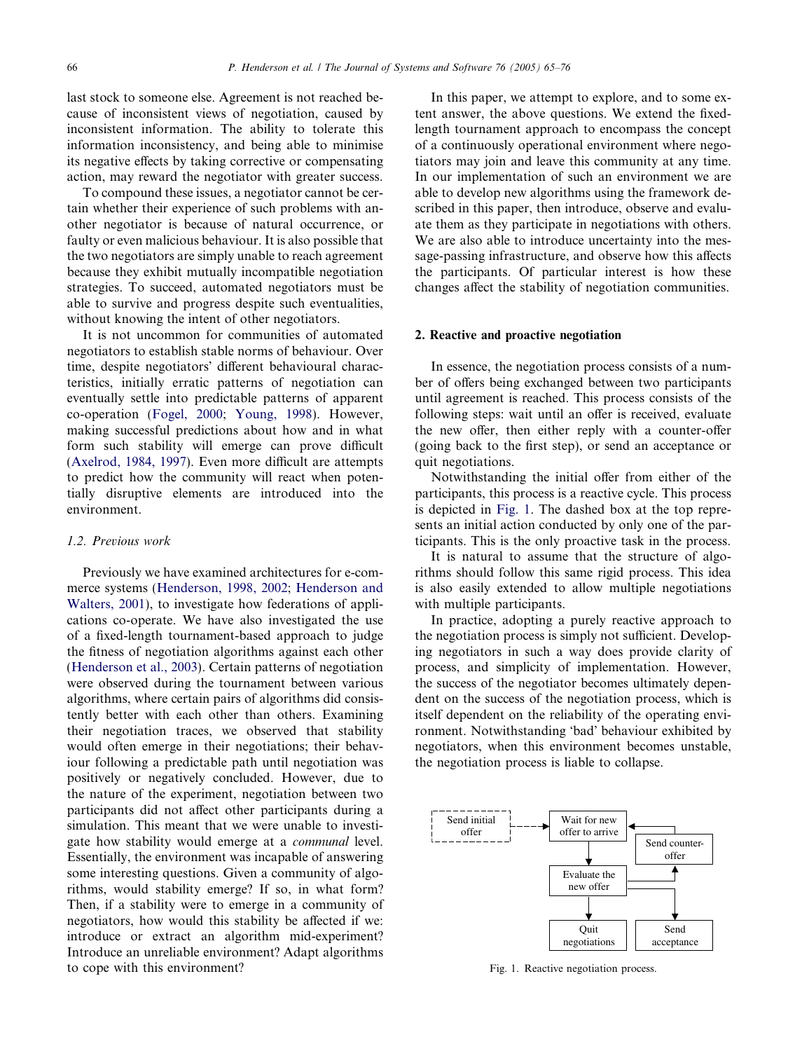last stock to someone else. Agreement is not reached because of inconsistent views of negotiation, caused by inconsistent information. The ability to tolerate this information inconsistency, and being able to minimise its negative effects by taking corrective or compensating action, may reward the negotiator with greater success.

To compound these issues, a negotiator cannot be certain whether their experience of such problems with another negotiator is because of natural occurrence, or faulty or even malicious behaviour. It is also possible that the two negotiators are simply unable to reach agreement because they exhibit mutually incompatible negotiation strategies. To succeed, automated negotiators must be able to survive and progress despite such eventualities, without knowing the intent of other negotiators.

It is not uncommon for communities of automated negotiators to establish stable norms of behaviour. Over time, despite negotiators' different behavioural characteristics, initially erratic patterns of negotiation can eventually settle into predictable patterns of apparent co-operation (Fogel, 2000; Young, 1998). However, making successful predictions about how and in what form such stability will emerge can prove difficult (Axelrod, 1984, 1997). Even more difficult are attempts to predict how the community will react when potentially disruptive elements are introduced into the environment.

### 1.2. Previous work

Previously we have examined architectures for e-commerce systems (Henderson, 1998, 2002; Henderson and Walters, 2001), to investigate how federations of applications co-operate. We have also investigated the use of a fixed-length tournament-based approach to judge the fitness of negotiation algorithms against each other (Henderson et al., 2003). Certain patterns of negotiation were observed during the tournament between various algorithms, where certain pairs of algorithms did consistently better with each other than others. Examining their negotiation traces, we observed that stability would often emerge in their negotiations; their behaviour following a predictable path until negotiation was positively or negatively concluded. However, due to the nature of the experiment, negotiation between two participants did not affect other participants during a simulation. This meant that we were unable to investigate how stability would emerge at a *communal* level. Essentially, the environment was incapable of answering some interesting questions. Given a community of algorithms, would stability emerge? If so, in what form? Then, if a stability were to emerge in a community of negotiators, how would this stability be affected if we: introduce or extract an algorithm mid-experiment? Introduce an unreliable environment? Adapt algorithms to cope with this environment?

In this paper, we attempt to explore, and to some extent answer, the above questions. We extend the fixed-length tournament approach to encompass the concept of a continuously operational environment where negotiators may join and leave this community at any time. In our implementation of such an environment we are able to develop new algorithms using the framework described in this paper, then introduce, observe and evaluate them as they participate in negotiations with others. We are also able to introduce uncertainty into the message-passing infrastructure, and observe how this affects the participants. Of particular interest is how these changes affect the stability of negotiation communities.

## 2. Reactive and proactive negotiation

In essence, the negotiation process consists of a number of offers being exchanged between two participants until agreement is reached. This process consists of the following steps: wait until an offer is received, evaluate the new offer, then either reply with a counter-offer (going back to the first step), or send an acceptance or quit negotiations.

Notwithstanding the initial offer from either of the participants, this process is a reactive cycle. This process is depicted in Fig. 1. The dashed box at the top represents an initial action conducted by only one of the participants. This is the only proactive task in the process.

It is natural to assume that the structure of algorithms should follow this same rigid process. This idea is also easily extended to allow multiple negotiations with multiple participants.

In practice, adopting a purely reactive approach to the negotiation process is simply not sufficient. Developing negotiators in such a way does provide clarity of process, and simplicity of implementation. However, the success of the negotiator becomes ultimately dependent on the success of the negotiation process, which is itself dependent on the reliability of the operating environment. Notwithstanding 'bad' behaviour exhibited by negotiators, when this environment becomes unstable, the negotiation process is liable to collapse.

Send initial offer → Wait for new offer to arrive → Evaluate the new offer → Send counter-offer / Quit negotiations / Send acceptance

Fig. 1. Reactive negotiation process.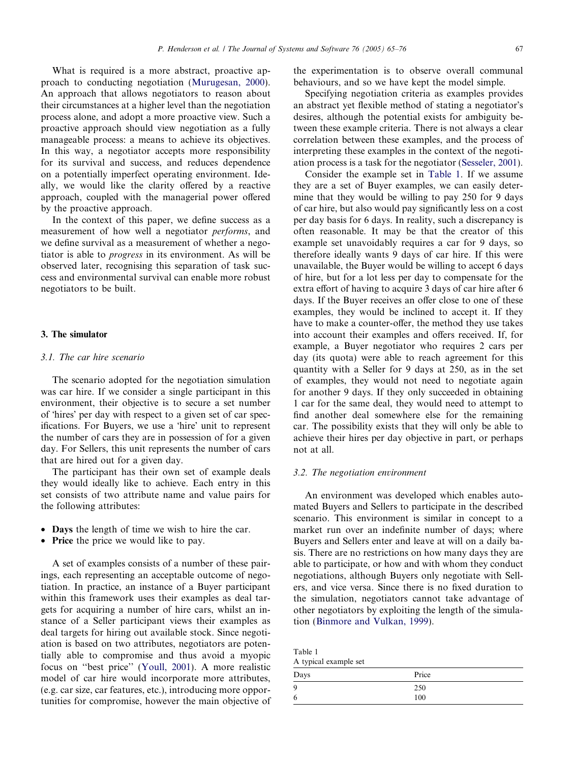What is required is a more abstract, proactive approach to conducting negotiation (Murugesan, 2000). An approach that allows negotiators to reason about their circumstances at a higher level than the negotiation process alone, and adopt a more proactive view. Such a proactive approach should view negotiation as a fully manageable process: a means to achieve its objectives. In this way, a negotiator accepts more responsibility for its survival and success, and reduces dependence on a potentially imperfect operating environment. Ideally, we would like the clarity offered by a reactive approach, coupled with the managerial power offered by the proactive approach.

In the context of this paper, we define success as a measurement of how well a negotiator *performs*, and we define survival as a measurement of whether a negotiator is able to *progress* in its environment. As will be observed later, recognising this separation of task success and environmental survival can enable more robust negotiators to be built.

## 3. The simulator

### 3.1. The car hire scenario

The scenario adopted for the negotiation simulation was car hire. If we consider a single participant in this environment, their objective is to secure a set number of 'hires' per day with respect to a given set of car specifications. For Buyers, we use a 'hire' unit to represent the number of cars they are in possession of for a given day. For Sellers, this unit represents the number of cars that are hired out for a given day.

The participant has their own set of example deals they would ideally like to achieve. Each entry in this set consists of two attribute name and value pairs for the following attributes:

- **Days** the length of time we wish to hire the car.
- **Price** the price we would like to pay.

A set of examples consists of a number of these pairings, each representing an acceptable outcome of negotiation. In practice, an instance of a Buyer participant within this framework uses their examples as deal targets for acquiring a number of hire cars, whilst an instance of a Seller participant views their examples as deal targets for hiring out available stock. Since negotiation is based on two attributes, negotiators are potentially able to compromise and thus avoid a myopic focus on "best price" (Youll, 2001). A more realistic model of car hire would incorporate more attributes, (e.g. car size, car features, etc.), introducing more opportunities for compromise, however the main objective of the experimentation is to observe overall communal behaviours, and so we have kept the model simple.

Specifying negotiation criteria as examples provides an abstract yet flexible method of stating a negotiator's desires, although the potential exists for ambiguity between these example criteria. There is not always a clear correlation between these examples, and the process of interpreting these examples in the context of the negotiation process is a task for the negotiator (Sesseler, 2001).

Consider the example set in Table 1. If we assume they are a set of Buyer examples, we can easily determine that they would be willing to pay 250 for 9 days of car hire, but also would pay significantly less on a cost per day basis for 6 days. In reality, such a discrepancy is often reasonable. It may be that the creator of this example set unavoidably requires a car for 9 days, so therefore ideally wants 9 days of car hire. If this were unavailable, the Buyer would be willing to accept 6 days of hire, but for a lot less per day to compensate for the extra effort of having to acquire 3 days of car hire after 6 days. If the Buyer receives an offer close to one of these examples, they would be inclined to accept it. If they have to make a counter-offer, the method they use takes into account their examples and offers received. If, for example, a Buyer negotiator who requires 2 cars per day (its quota) were able to reach agreement for this quantity with a Seller for 9 days at 250, as in the set of examples, they would not need to negotiate again for another 9 days. If they only succeeded in obtaining 1 car for the same deal, they would need to attempt to find another deal somewhere else for the remaining car. The possibility exists that they will only be able to achieve their hires per day objective in part, or perhaps not at all.

### 3.2. The negotiation environment

An environment was developed which enables automated Buyers and Sellers to participate in the described scenario. This environment is similar in concept to a market run over an indefinite number of days; where Buyers and Sellers enter and leave at will on a daily basis. There are no restrictions on how many days they are able to participate, or how and with whom they conduct negotiations, although Buyers only negotiate with Sellers, and vice versa. Since there is no fixed duration to the simulation, negotiators cannot take advantage of other negotiators by exploiting the length of the simulation (Binmore and Vulkan, 1999).

Table 1
A typical example set

| Days | Price |
|---|---|
| 9 | 250 |
| 6 | 100 |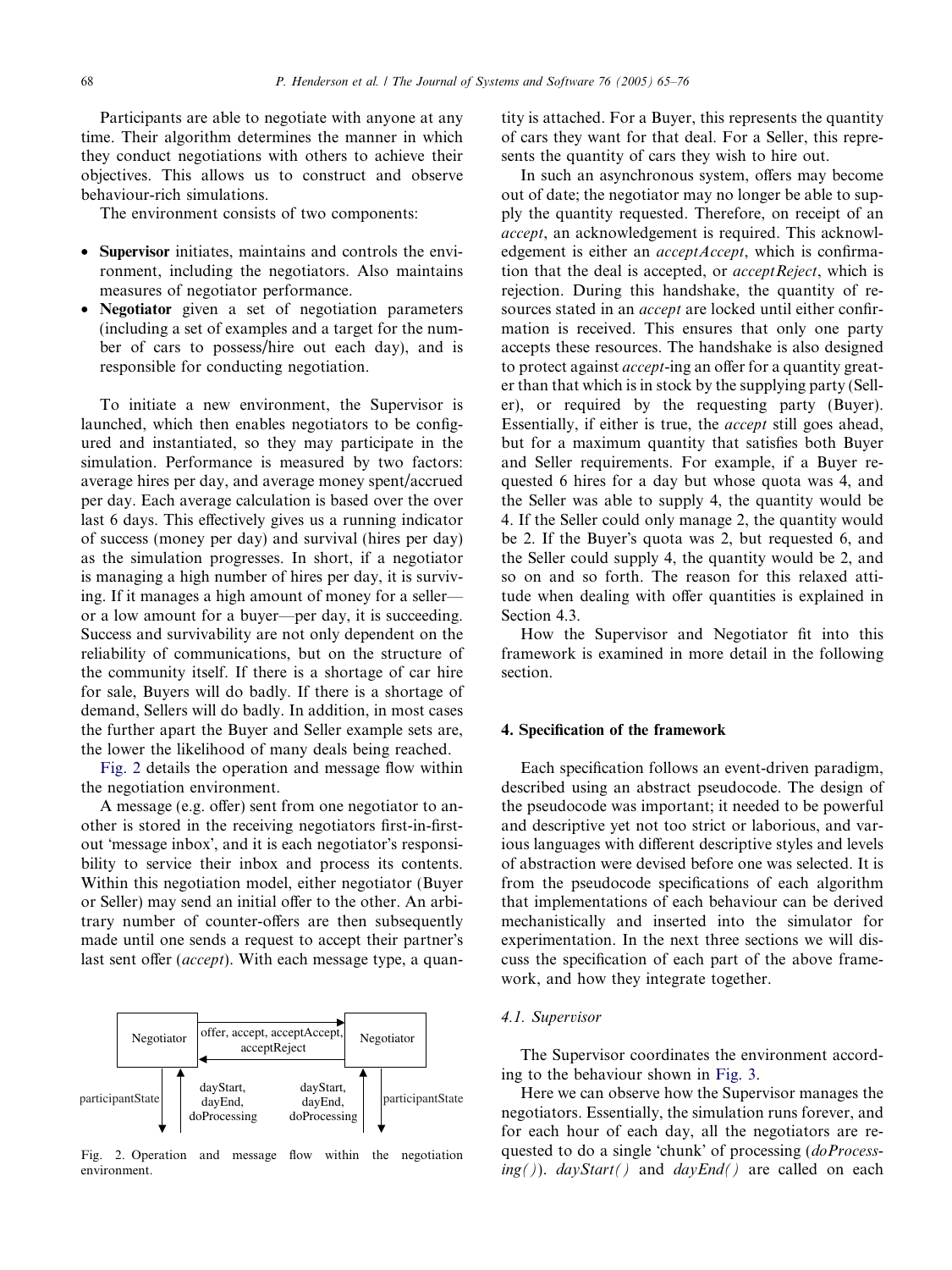Participants are able to negotiate with anyone at any time. Their algorithm determines the manner in which they conduct negotiations with others to achieve their objectives. This allows us to construct and observe behaviour-rich simulations.

The environment consists of two components:

- **Supervisor** initiates, maintains and controls the environment, including the negotiators. Also maintains measures of negotiator performance.
- **Negotiator** given a set of negotiation parameters (including a set of examples and a target for the number of cars to possess/hire out each day), and is responsible for conducting negotiation.

To initiate a new environment, the Supervisor is launched, which then enables negotiators to be configured and instantiated, so they may participate in the simulation. Performance is measured by two factors: average hires per day, and average money spent/accrued per day. Each average calculation is based over the over last 6 days. This effectively gives us a running indicator of success (money per day) and survival (hires per day) as the simulation progresses. In short, if a negotiator is managing a high number of hires per day, it is surviving. If it manages a high amount of money for a seller—or a low amount for a buyer—per day, it is succeeding. Success and survivability are not only dependent on the reliability of communications, but on the structure of the community itself. If there is a shortage of car hire for sale, Buyers will do badly. If there is a shortage of demand, Sellers will do badly. In addition, in most cases the further apart the Buyer and Seller example sets are, the lower the likelihood of many deals being reached.

Fig. 2 details the operation and message flow within the negotiation environment.

A message (e.g. offer) sent from one negotiator to another is stored in the receiving negotiators first-in-first-out 'message inbox', and it is each negotiator's responsibility to service their inbox and process its contents. Within this negotiation model, either negotiator (Buyer or Seller) may send an initial offer to the other. An arbitrary number of counter-offers are then subsequently made until one sends a request to accept their partner's last sent offer (*accept*). With each message type, a quantity is attached. For a Buyer, this represents the quantity of cars they want for that deal. For a Seller, this represents the quantity of cars they wish to hire out.

Negotiator —— offer, accept, acceptAccept, acceptReject ——> Negotiator

participantState | dayStart, dayEnd, doProcessing | dayStart, dayEnd, doProcessing | participantState

Fig. 2. Operation and message flow within the negotiation environment.

In such an asynchronous system, offers may become out of date; the negotiator may no longer be able to supply the quantity requested. Therefore, on receipt of an *accept*, an acknowledgement is required. This acknowledgement is either an *acceptAccept*, which is confirmation that the deal is accepted, or *acceptReject*, which is rejection. During this handshake, the quantity of resources stated in an *accept* are locked until either confirmation is received. This ensures that only one party accepts these resources. The handshake is also designed to protect against *accept*-ing an offer for a quantity greater than that which is in stock by the supplying party (Seller), or required by the requesting party (Buyer). Essentially, if either is true, the *accept* still goes ahead, but for a maximum quantity that satisfies both Buyer and Seller requirements. For example, if a Buyer requested 6 hires for a day but whose quota was 4, and the Seller was able to supply 4, the quantity would be 4. If the Seller could only manage 2, the quantity would be 2. If the Buyer's quota was 2, but requested 6, and the Seller could supply 4, the quantity would be 2, and so on and so forth. The reason for this relaxed attitude when dealing with offer quantities is explained in Section 4.3.

How the Supervisor and Negotiator fit into this framework is examined in more detail in the following section.

## 4. Specification of the framework

Each specification follows an event-driven paradigm, described using an abstract pseudocode. The design of the pseudocode was important; it needed to be powerful and descriptive yet not too strict or laborious, and various languages with different descriptive styles and levels of abstraction were devised before one was selected. It is from the pseudocode specifications of each algorithm that implementations of each behaviour can be derived mechanistically and inserted into the simulator for experimentation. In the next three sections we will discuss the specification of each part of the above framework, and how they integrate together.

### 4.1. Supervisor

The Supervisor coordinates the environment according to the behaviour shown in Fig. 3.

Here we can observe how the Supervisor manages the negotiators. Essentially, the simulation runs forever, and for each hour of each day, all the negotiators are requested to do a single 'chunk' of processing (*doProcessing()*). *dayStart()* and *dayEnd()* are called on each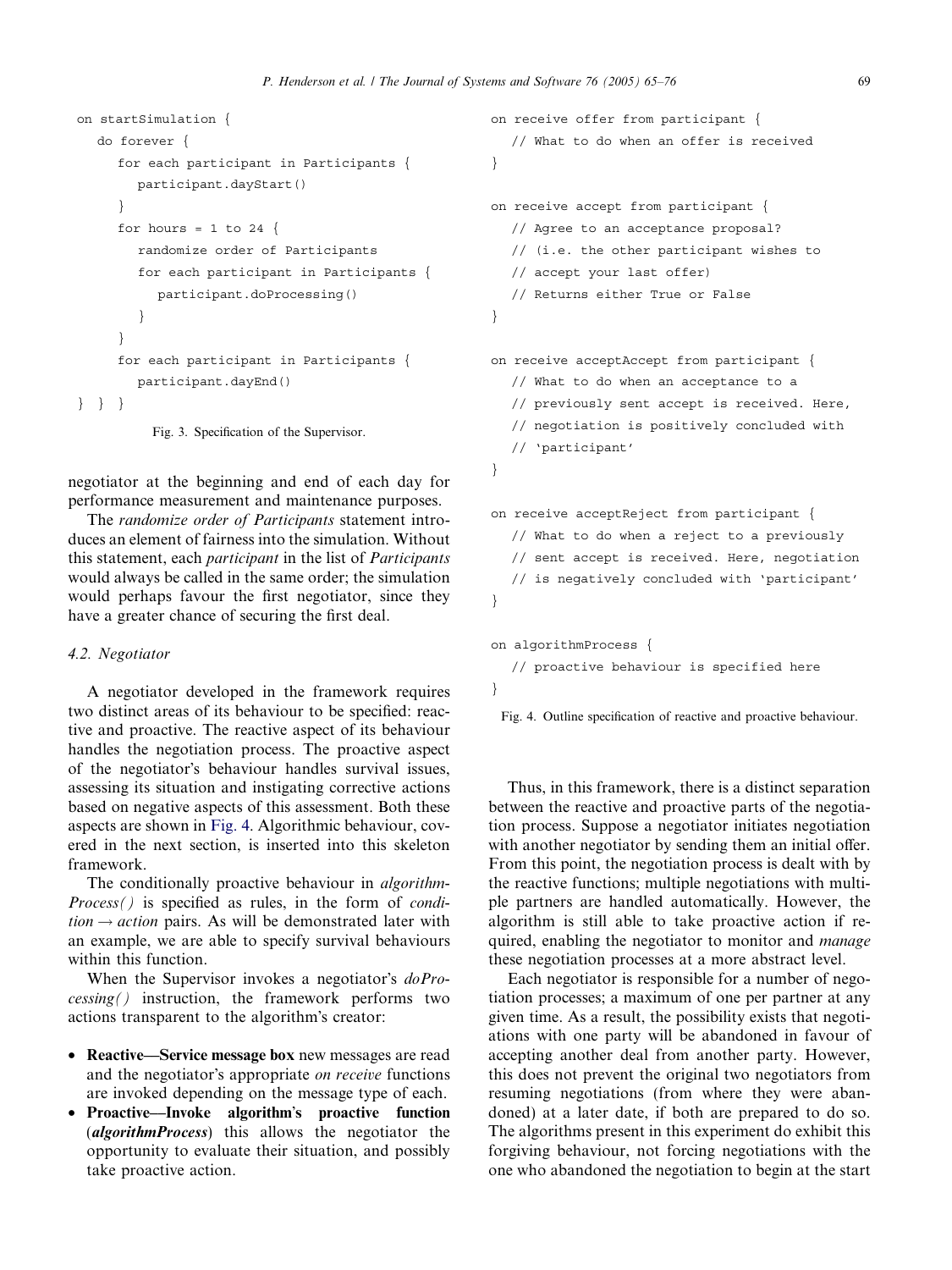```
on startSimulation {
   do forever {
      for each participant in Participants {
         participant.dayStart()
      }
      for hours = 1 to 24 {
         randomize order of Participants
         for each participant in Participants {
            participant.doProcessing()
         }
      }
      for each participant in Participants {
         participant.dayEnd()
} } }
```

Fig. 3. Specification of the Supervisor.

negotiator at the beginning and end of each day for performance measurement and maintenance purposes.

The *randomize order of Participants* statement introduces an element of fairness into the simulation. Without this statement, each *participant* in the list of *Participants* would always be called in the same order; the simulation would perhaps favour the first negotiator, since they have a greater chance of securing the first deal.

### 4.2. Negotiator

A negotiator developed in the framework requires two distinct areas of its behaviour to be specified: reactive and proactive. The reactive aspect of its behaviour handles the negotiation process. The proactive aspect of the negotiator's behaviour handles survival issues, assessing its situation and instigating corrective actions based on negative aspects of this assessment. Both these aspects are shown in Fig. 4. Algorithmic behaviour, covered in the next section, is inserted into this skeleton framework.

The conditionally proactive behaviour in *algorithmProcess()* is specified as rules, in the form of *condition* → *action* pairs. As will be demonstrated later with an example, we are able to specify survival behaviours within this function.

When the Supervisor invokes a negotiator's *doProcessing()* instruction, the framework performs two actions transparent to the algorithm's creator:

- **Reactive—Service message box** new messages are read and the negotiator's appropriate *on receive* functions are invoked depending on the message type of each.
- **Proactive—Invoke algorithm's proactive function (*algorithmProcess*)** this allows the negotiator the opportunity to evaluate their situation, and possibly take proactive action.

```
on receive offer from participant {
   // What to do when an offer is received
}

on receive accept from participant {
   // Agree to an acceptance proposal?
   // (i.e. the other participant wishes to
   // accept your last offer)
   // Returns either True or False
}

on receive acceptAccept from participant {
   // What to do when an acceptance to a
   // previously sent accept is received. Here,
   // negotiation is positively concluded with
   // 'participant'
}

on receive acceptReject from participant {
   // What to do when a reject to a previously
   // sent accept is received. Here, negotiation
   // is negatively concluded with 'participant'
}

on algorithmProcess {
   // proactive behaviour is specified here
}
```

Fig. 4. Outline specification of reactive and proactive behaviour.

Thus, in this framework, there is a distinct separation between the reactive and proactive parts of the negotiation process. Suppose a negotiator initiates negotiation with another negotiator by sending them an initial offer. From this point, the negotiation process is dealt with by the reactive functions; multiple negotiations with multiple partners are handled automatically. However, the algorithm is still able to take proactive action if required, enabling the negotiator to monitor and *manage* these negotiation processes at a more abstract level.

Each negotiator is responsible for a number of negotiation processes; a maximum of one per partner at any given time. As a result, the possibility exists that negotiations with one party will be abandoned in favour of accepting another deal from another party. However, this does not prevent the original two negotiators from resuming negotiations (from where they were abandoned) at a later date, if both are prepared to do so. The algorithms present in this experiment do exhibit this forgiving behaviour, not forcing negotiations with the one who abandoned the negotiation to begin at the start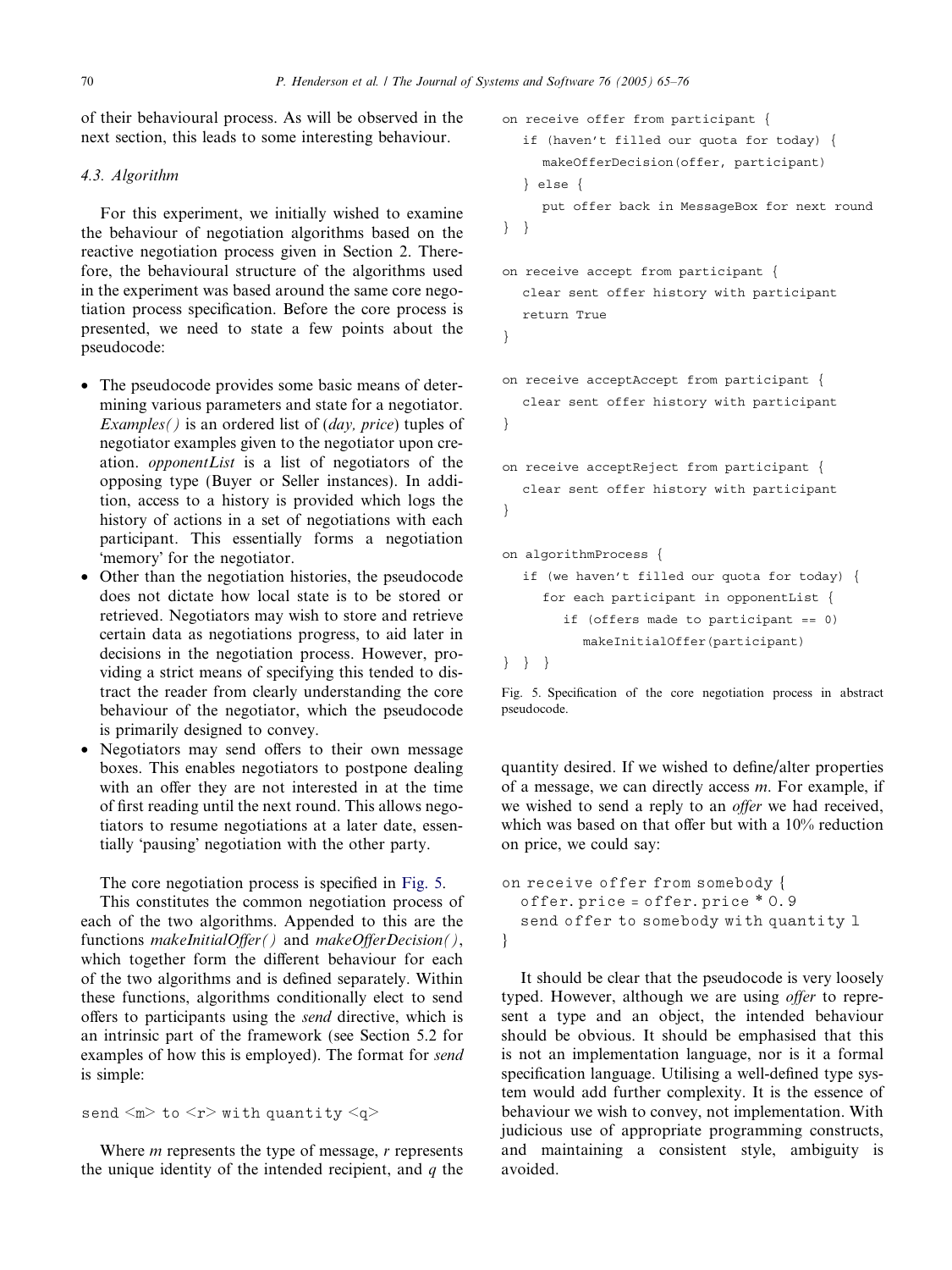of their behavioural process. As will be observed in the next section, this leads to some interesting behaviour.

### 4.3. Algorithm

For this experiment, we initially wished to examine the behaviour of negotiation algorithms based on the reactive negotiation process given in Section 2. Therefore, the behavioural structure of the algorithms used in the experiment was based around the same core negotiation process specification. Before the core process is presented, we need to state a few points about the pseudocode:

- The pseudocode provides some basic means of determining various parameters and state for a negotiator. *Examples()* is an ordered list of (*day, price*) tuples of negotiator examples given to the negotiator upon creation. *opponentList* is a list of negotiators of the opposing type (Buyer or Seller instances). In addition, access to a history is provided which logs the history of actions in a set of negotiations with each participant. This essentially forms a negotiation 'memory' for the negotiator.
- Other than the negotiation histories, the pseudocode does not dictate how local state is to be stored or retrieved. Negotiators may wish to store and retrieve certain data as negotiations progress, to aid later in decisions in the negotiation process. However, providing a strict means of specifying this tended to distract the reader from clearly understanding the core behaviour of the negotiator, which the pseudocode is primarily designed to convey.
- Negotiators may send offers to their own message boxes. This enables negotiators to postpone dealing with an offer they are not interested in at the time of first reading until the next round. This allows negotiators to resume negotiations at a later date, essentially 'pausing' negotiation with the other party.

The core negotiation process is specified in Fig. 5.

This constitutes the common negotiation process of each of the two algorithms. Appended to this are the functions *makeInitialOffer()* and *makeOfferDecision()*, which together form the different behaviour for each of the two algorithms and is defined separately. Within these functions, algorithms conditionally elect to send offers to participants using the *send* directive, which is an intrinsic part of the framework (see Section 5.2 for examples of how this is employed). The format for *send* is simple:

```
send <m> to <r> with quantity <q>
```

Where *m* represents the type of message, *r* represents the unique identity of the intended recipient, and *q* the quantity desired. If we wished to define/alter properties of a message, we can directly access *m*. For example, if we wished to send a reply to an *offer* we had received, which was based on that offer but with a 10% reduction on price, we could say:

```
on receive offer from somebody {
  offer.price = offer.price * 0.9
  send offer to somebody with quantity 1
}
```

It should be clear that the pseudocode is very loosely typed. However, although we are using *offer* to represent a type and an object, the intended behaviour should be obvious. It should be emphasised that this is not an implementation language, nor is it a formal specification language. Utilising a well-defined type system would add further complexity. It is the essence of behaviour we wish to convey, not implementation. With judicious use of appropriate programming constructs, and maintaining a consistent style, ambiguity is avoided.

```
on receive offer from participant {
   if (haven't filled our quota for today) {
     makeOfferDecision(offer, participant)
   } else {
     put offer back in MessageBox for next round
} }

on receive accept from participant {
   clear sent offer history with participant
   return True
}

on receive acceptAccept from participant {
   clear sent offer history with participant
}

on receive acceptReject from participant {
   clear sent offer history with participant
}

on algorithmProcess {
   if (we haven't filled our quota for today) {
     for each participant in opponentList {
       if (offers made to participant == 0)
         makeInitialOffer(participant)
} } }
```

Fig. 5. Specification of the core negotiation process in abstract pseudocode.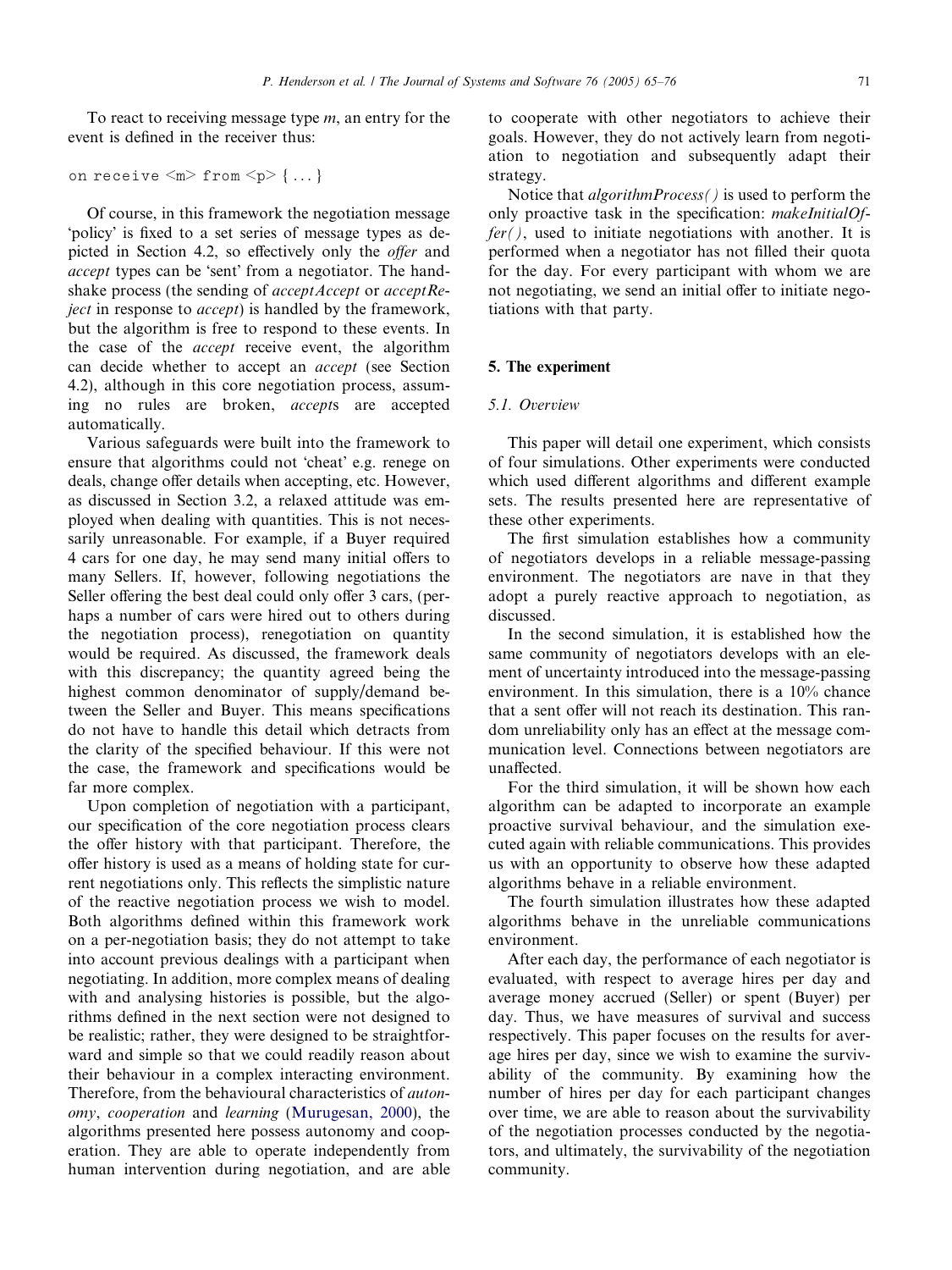To react to receiving message type *m*, an entry for the event is defined in the receiver thus:

```
on receive <m> from <p> {...}
```

Of course, in this framework the negotiation message 'policy' is fixed to a set series of message types as depicted in Section 4.2, so effectively only the *offer* and *accept* types can be 'sent' from a negotiator. The handshake process (the sending of *acceptAccept* or *acceptReject* in response to *accept*) is handled by the framework, but the algorithm is free to respond to these events. In the case of the *accept* receive event, the algorithm can decide whether to accept an *accept* (see Section 4.2), although in this core negotiation process, assuming no rules are broken, *accept*s are accepted automatically.

Various safeguards were built into the framework to ensure that algorithms could not 'cheat' e.g. renege on deals, change offer details when accepting, etc. However, as discussed in Section 3.2, a relaxed attitude was employed when dealing with quantities. This is not necessarily unreasonable. For example, if a Buyer required 4 cars for one day, he may send many initial offers to many Sellers. If, however, following negotiations the Seller offering the best deal could only offer 3 cars, (perhaps a number of cars were hired out to others during the negotiation process), renegotiation on quantity would be required. As discussed, the framework deals with this discrepancy; the quantity agreed being the highest common denominator of supply/demand between the Seller and Buyer. This means specifications do not have to handle this detail which detracts from the clarity of the specified behaviour. If this were not the case, the framework and specifications would be far more complex.

Upon completion of negotiation with a participant, our specification of the core negotiation process clears the offer history with that participant. Therefore, the offer history is used as a means of holding state for current negotiations only. This reflects the simplistic nature of the reactive negotiation process we wish to model. Both algorithms defined within this framework work on a per-negotiation basis; they do not attempt to take into account previous dealings with a participant when negotiating. In addition, more complex means of dealing with and analysing histories is possible, but the algorithms defined in the next section were not designed to be realistic; rather, they were designed to be straightforward and simple so that we could readily reason about their behaviour in a complex interacting environment. Therefore, from the behavioural characteristics of *autonomy*, *cooperation* and *learning* (Murugesan, 2000), the algorithms presented here possess autonomy and cooperation. They are able to operate independently from human intervention during negotiation, and are able to cooperate with other negotiators to achieve their goals. However, they do not actively learn from negotiation to negotiation and subsequently adapt their strategy.

Notice that *algorithmProcess()* is used to perform the only proactive task in the specification: *makeInitialOffer()*, used to initiate negotiations with another. It is performed when a negotiator has not filled their quota for the day. For every participant with whom we are not negotiating, we send an initial offer to initiate negotiations with that party.

## 5. The experiment

### 5.1. Overview

This paper will detail one experiment, which consists of four simulations. Other experiments were conducted which used different algorithms and different example sets. The results presented here are representative of these other experiments.

The first simulation establishes how a community of negotiators develops in a reliable message-passing environment. The negotiators are nave in that they adopt a purely reactive approach to negotiation, as discussed.

In the second simulation, it is established how the same community of negotiators develops with an element of uncertainty introduced into the message-passing environment. In this simulation, there is a 10% chance that a sent offer will not reach its destination. This random unreliability only has an effect at the message communication level. Connections between negotiators are unaffected.

For the third simulation, it will be shown how each algorithm can be adapted to incorporate an example proactive survival behaviour, and the simulation executed again with reliable communications. This provides us with an opportunity to observe how these adapted algorithms behave in a reliable environment.

The fourth simulation illustrates how these adapted algorithms behave in the unreliable communications environment.

After each day, the performance of each negotiator is evaluated, with respect to average hires per day and average money accrued (Seller) or spent (Buyer) per day. Thus, we have measures of survival and success respectively. This paper focuses on the results for average hires per day, since we wish to examine the survivability of the community. By examining how the number of hires per day for each participant changes over time, we are able to reason about the survivability of the negotiation processes conducted by the negotiators, and ultimately, the survivability of the negotiation community.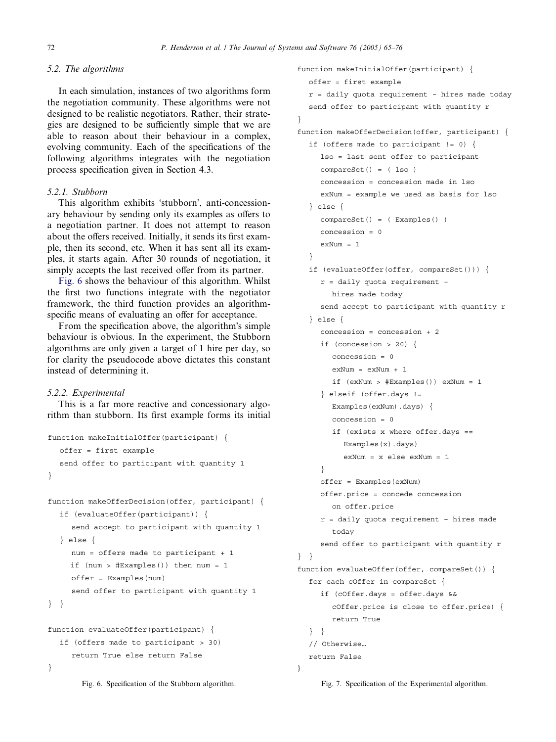### 5.2. The algorithms

In each simulation, instances of two algorithms form the negotiation community. These algorithms were not designed to be realistic negotiators. Rather, their strategies are designed to be sufficiently simple that we are able to reason about their behaviour in a complex, evolving community. Each of the specifications of the following algorithms integrates with the negotiation process specification given in Section 4.3.

#### 5.2.1. Stubborn

This algorithm exhibits 'stubborn', anti-concessionary behaviour by sending only its examples as offers to a negotiation partner. It does not attempt to reason about the offers received. Initially, it sends its first example, then its second, etc. When it has sent all its examples, it starts again. After 30 rounds of negotiation, it simply accepts the last received offer from its partner.

Fig. 6 shows the behaviour of this algorithm. Whilst the first two functions integrate with the negotiator framework, the third function provides an algorithm-specific means of evaluating an offer for acceptance.

From the specification above, the algorithm's simple behaviour is obvious. In the experiment, the Stubborn algorithms are only given a target of 1 hire per day, so for clarity the pseudocode above dictates this constant instead of determining it.

#### 5.2.2. Experimental

This is a far more reactive and concessionary algorithm than stubborn. Its first example forms its initial

```
function makeInitialOffer(participant) {
   offer = first example
   send offer to participant with quantity 1
}

function makeOfferDecision(offer, participant) {
   if (evaluateOffer(participant)) {
      send accept to participant with quantity 1
   } else {
      num = offers made to participant + 1
      if (num > #Examples()) then num = 1
      offer = Examples(num)
      send offer to participant with quantity 1
}  }

function evaluateOffer(participant) {
   if (offers made to participant > 30)
      return True else return False
}
```

Fig. 6. Specification of the Stubborn algorithm.

```
function makeInitialOffer(participant) {
   offer = first example
   r = daily quota requirement - hires made today
   send offer to participant with quantity r
}
function makeOfferDecision(offer, participant) {
   if (offers made to participant != 0) {
      lso = last sent offer to participant
      compareSet() = ( lso )
      concession = concession made in lso
      exNum = example we used as basis for lso
   } else {
      compareSet() = ( Examples() )
      concession = 0
      exNum = 1
   }
   if (evaluateOffer(offer, compareSet())) {
      r = daily quota requirement -
         hires made today
      send accept to participant with quantity r
   } else {
      concession = concession + 2
      if (concession > 20) {
         concession = 0
         exNum = exNum + 1
         if (exNum > #Examples()) exNum = 1
      } elseif (offer.days !=
         Examples(exNum).days) {
         concession = 0
         if (exists x where offer.days ==
            Examples(x).days)
            exNum = x else exNum = 1
      }
      offer = Examples(exNum)
      offer.price = concede concession
         on offer.price
      r = daily quota requirement - hires made
         today
      send offer to participant with quantity r
}  }
function evaluateOffer(offer, compareSet()) {
   for each cOffer in compareSet {
      if (cOffer.days = offer.days &&
         cOffer.price is close to offer.price) {
         return True
   }  }
   // Otherwise…
   return False
}
```

Fig. 7. Specification of the Experimental algorithm.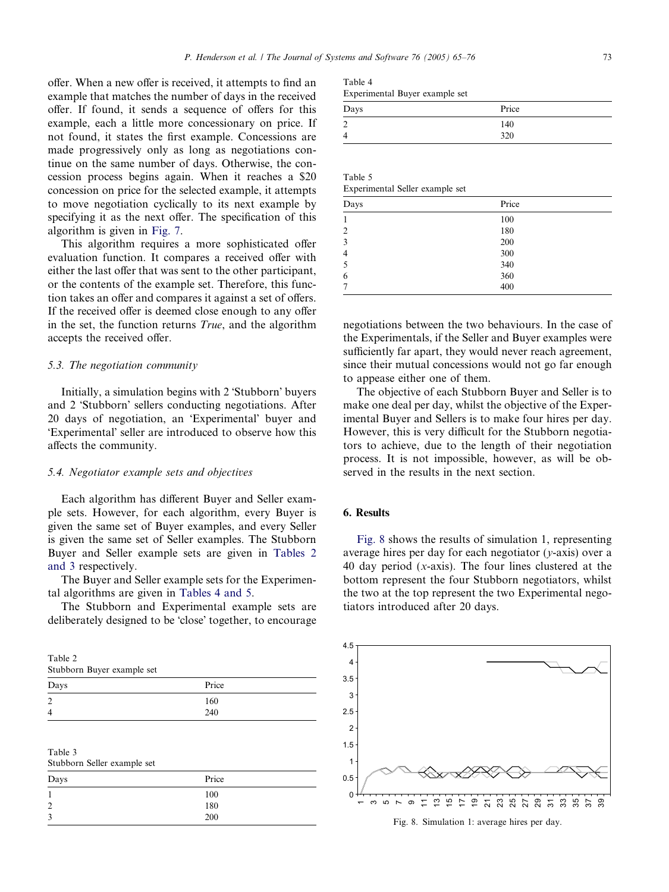offer. When a new offer is received, it attempts to find an example that matches the number of days in the received offer. If found, it sends a sequence of offers for this example, each a little more concessionary on price. If not found, it states the first example. Concessions are made progressively only as long as negotiations continue on the same number of days. Otherwise, the concession process begins again. When it reaches a $20 concession on price for the selected example, it attempts to move negotiation cyclically to its next example by specifying it as the next offer. The specification of this algorithm is given in Fig. 7.

This algorithm requires a more sophisticated offer evaluation function. It compares a received offer with either the last offer that was sent to the other participant, or the contents of the example set. Therefore, this function takes an offer and compares it against a set of offers. If the received offer is deemed close enough to any offer in the set, the function returns *True*, and the algorithm accepts the received offer.

### 5.3. The negotiation community

Initially, a simulation begins with 2 'Stubborn' buyers and 2 'Stubborn' sellers conducting negotiations. After 20 days of negotiation, an 'Experimental' buyer and 'Experimental' seller are introduced to observe how this affects the community.

### 5.4. Negotiator example sets and objectives

Each algorithm has different Buyer and Seller example sets. However, for each algorithm, every Buyer is given the same set of Buyer examples, and every Seller is given the same set of Seller examples. The Stubborn Buyer and Seller example sets are given in Tables 2 and 3 respectively.

The Buyer and Seller example sets for the Experimental algorithms are given in Tables 4 and 5.

The Stubborn and Experimental example sets are deliberately designed to be 'close' together, to encourage negotiations between the two behaviours. In the case of the Experimentals, if the Seller and Buyer examples were sufficiently far apart, they would never reach agreement, since their mutual concessions would not go far enough to appease either one of them.

The objective of each Stubborn Buyer and Seller is to make one deal per day, whilst the objective of the Experimental Buyer and Sellers is to make four hires per day. However, this is very difficult for the Stubborn negotiators to achieve, due to the length of their negotiation process. It is not impossible, however, as will be observed in the results in the next section.

Table 2
Stubborn Buyer example set

| Days | Price |
|---|---|
| 2 | 160 |
| 4 | 240 |

Table 3
Stubborn Seller example set

| Days | Price |
|---|---|
| 1 | 100 |
| 2 | 180 |
| 3 | 200 |

Table 4
Experimental Buyer example set

| Days | Price |
|---|---|
| 2 | 140 |
| 4 | 320 |

Table 5
Experimental Seller example set

| Days | Price |
|---|---|
| 1 | 100 |
| 2 | 180 |
| 3 | 200 |
| 4 | 300 |
| 5 | 340 |
| 6 | 360 |
| 7 | 400 |

## 6. Results

Fig. 8 shows the results of simulation 1, representing average hires per day for each negotiator ($y$-axis) over a 40 day period ($x$-axis). The four lines clustered at the bottom represent the four Stubborn negotiators, whilst the two at the top represent the two Experimental negotiators introduced after 20 days.

Fig. 8. Simulation 1: average hires per day.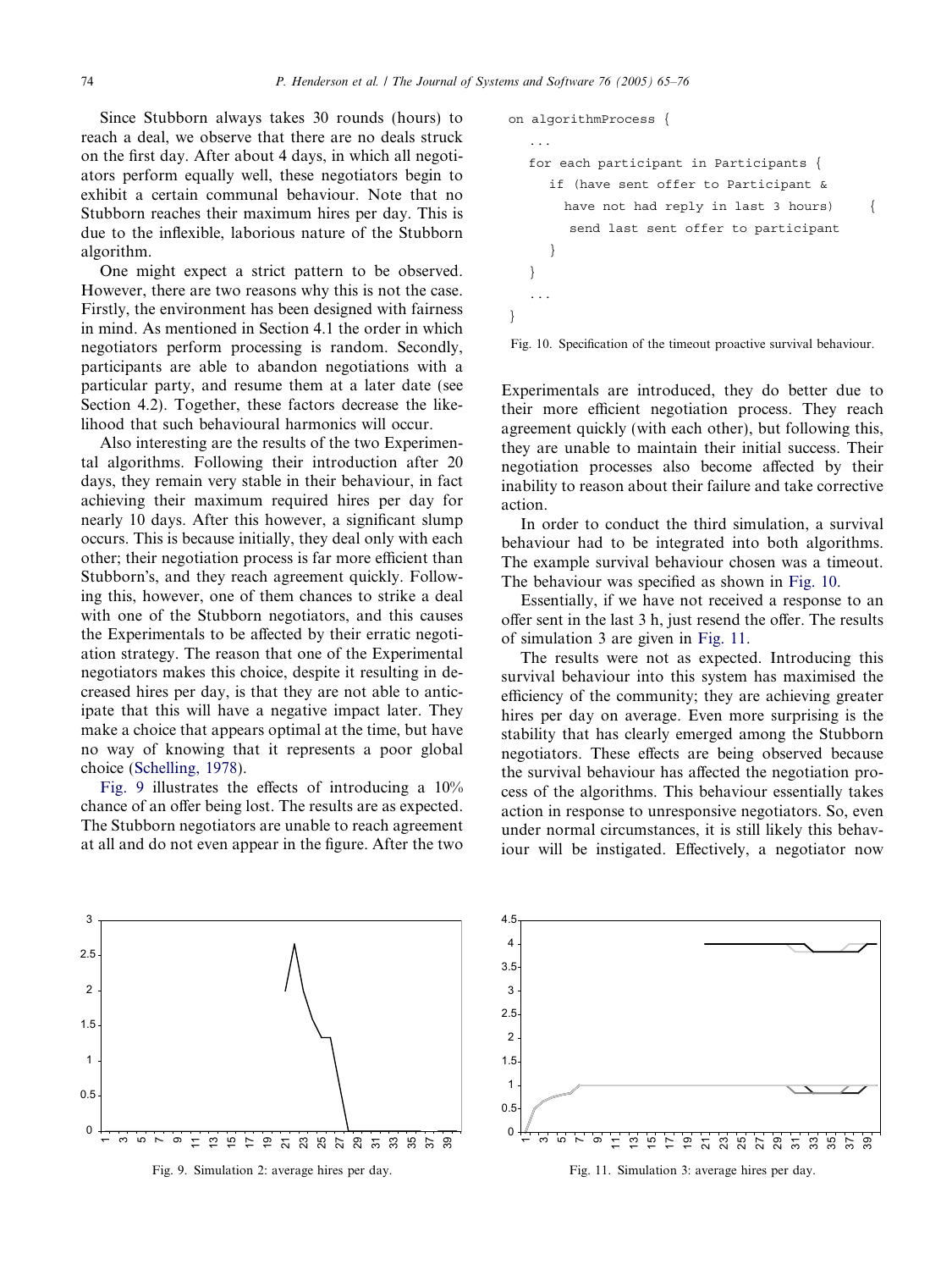Since Stubborn always takes 30 rounds (hours) to reach a deal, we observe that there are no deals struck on the first day. After about 4 days, in which all negotiators perform equally well, these negotiators begin to exhibit a certain communal behaviour. Note that no Stubborn reaches their maximum hires per day. This is due to the inflexible, laborious nature of the Stubborn algorithm.

One might expect a strict pattern to be observed. However, there are two reasons why this is not the case. Firstly, the environment has been designed with fairness in mind. As mentioned in Section 4.1 the order in which negotiators perform processing is random. Secondly, participants are able to abandon negotiations with a particular party, and resume them at a later date (see Section 4.2). Together, these factors decrease the likelihood that such behavioural harmonics will occur.

Also interesting are the results of the two Experimental algorithms. Following their introduction after 20 days, they remain very stable in their behaviour, in fact achieving their maximum required hires per day for nearly 10 days. After this however, a significant slump occurs. This is because initially, they deal only with each other; their negotiation process is far more efficient than Stubborn's, and they reach agreement quickly. Following this, however, one of them chances to strike a deal with one of the Stubborn negotiators, and this causes the Experimentals to be affected by their erratic negotiation strategy. The reason that one of the Experimental negotiators makes this choice, despite it resulting in decreased hires per day, is that they are not able to anticipate that this will have a negative impact later. They make a choice that appears optimal at the time, but have no way of knowing that it represents a poor global choice (Schelling, 1978).

Fig. 9 illustrates the effects of introducing a 10% chance of an offer being lost. The results are as expected. The Stubborn negotiators are unable to reach agreement at all and do not even appear in the figure. After the two Experimentals are introduced, they do better due to their more efficient negotiation process. They reach agreement quickly (with each other), but following this, they are unable to maintain their initial success. Their negotiation processes also become affected by their inability to reason about their failure and take corrective action.

```
on algorithmProcess {
   ...
   for each participant in Participants {
      if (have sent offer to Participant &
        have not had reply in last 3 hours)     {
          send last sent offer to participant
      }
   }
   ...
}
```

Fig. 10. Specification of the timeout proactive survival behaviour.

In order to conduct the third simulation, a survival behaviour had to be integrated into both algorithms. The example survival behaviour chosen was a timeout. The behaviour was specified as shown in Fig. 10.

Essentially, if we have not received a response to an offer sent in the last 3 h, just resend the offer. The results of simulation 3 are given in Fig. 11.

The results were not as expected. Introducing this survival behaviour into this system has maximised the efficiency of the community; they are achieving greater hires per day on average. Even more surprising is the stability that has clearly emerged among the Stubborn negotiators. These effects are being observed because the survival behaviour has affected the negotiation process of the algorithms. This behaviour essentially takes action in response to unresponsive negotiators. So, even under normal circumstances, it is still likely this behaviour will be instigated. Effectively, a negotiator now

Fig. 9. Simulation 2: average hires per day.

Fig. 11. Simulation 3: average hires per day.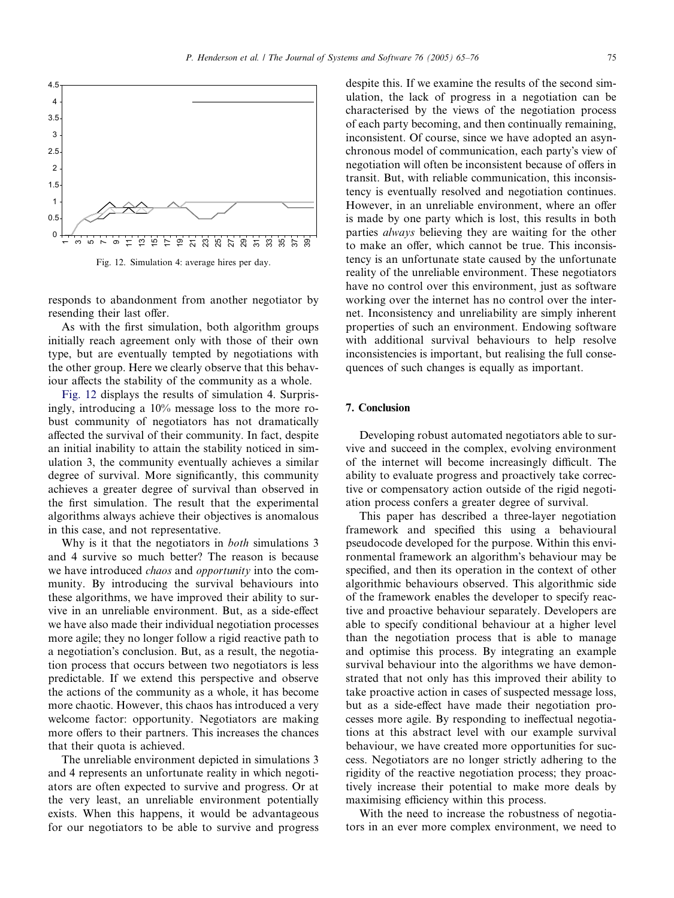4.5
4
3.5
3
2.5
2
1.5
1
0.5
0
1 3 5 7 9 11 13 15 17 19 21 23 25 27 29 31 33 35 37 39

Fig. 12. Simulation 4: average hires per day.

responds to abandonment from another negotiator by resending their last offer.

As with the first simulation, both algorithm groups initially reach agreement only with those of their own type, but are eventually tempted by negotiations with the other group. Here we clearly observe that this behaviour affects the stability of the community as a whole.

Fig. 12 displays the results of simulation 4. Surprisingly, introducing a 10% message loss to the more robust community of negotiators has not dramatically affected the survival of their community. In fact, despite an initial inability to attain the stability noticed in simulation 3, the community eventually achieves a similar degree of survival. More significantly, this community achieves a greater degree of survival than observed in the first simulation. The result that the experimental algorithms always achieve their objectives is anomalous in this case, and not representative.

Why is it that the negotiators in *both* simulations 3 and 4 survive so much better? The reason is because we have introduced *chaos* and *opportunity* into the community. By introducing the survival behaviours into these algorithms, we have improved their ability to survive in an unreliable environment. But, as a side-effect we have also made their individual negotiation processes more agile; they no longer follow a rigid reactive path to a negotiation's conclusion. But, as a result, the negotiation process that occurs between two negotiators is less predictable. If we extend this perspective and observe the actions of the community as a whole, it has become more chaotic. However, this chaos has introduced a very welcome factor: opportunity. Negotiators are making more offers to their partners. This increases the chances that their quota is achieved.

The unreliable environment depicted in simulations 3 and 4 represents an unfortunate reality in which negotiators are often expected to survive and progress. Or at the very least, an unreliable environment potentially exists. When this happens, it would be advantageous for our negotiators to be able to survive and progress despite this. If we examine the results of the second simulation, the lack of progress in a negotiation can be characterised by the views of the negotiation process of each party becoming, and then continually remaining, inconsistent. Of course, since we have adopted an asynchronous model of communication, each party's view of negotiation will often be inconsistent because of offers in transit. But, with reliable communication, this inconsistency is eventually resolved and negotiation continues. However, in an unreliable environment, where an offer is made by one party which is lost, this results in both parties *always* believing they are waiting for the other to make an offer, which cannot be true. This inconsistency is an unfortunate state caused by the unfortunate reality of the unreliable environment. These negotiators have no control over this environment, just as software working over the internet has no control over the internet. Inconsistency and unreliability are simply inherent properties of such an environment. Endowing software with additional survival behaviours to help resolve inconsistencies is important, but realising the full consequences of such changes is equally as important.

## 7. Conclusion

Developing robust automated negotiators able to survive and succeed in the complex, evolving environment of the internet will become increasingly difficult. The ability to evaluate progress and proactively take corrective or compensatory action outside of the rigid negotiation process confers a greater degree of survival.

This paper has described a three-layer negotiation framework and specified this using a behavioural pseudocode developed for the purpose. Within this environmental framework an algorithm's behaviour may be specified, and then its operation in the context of other algorithmic behaviours observed. This algorithmic side of the framework enables the developer to specify reactive and proactive behaviour separately. Developers are able to specify conditional behaviour at a higher level than the negotiation process that is able to manage and optimise this process. By integrating an example survival behaviour into the algorithms we have demonstrated that not only has this improved their ability to take proactive action in cases of suspected message loss, but as a side-effect have made their negotiation processes more agile. By responding to ineffectual negotiations at this abstract level with our example survival behaviour, we have created more opportunities for success. Negotiators are no longer strictly adhering to the rigidity of the reactive negotiation process; they proactively increase their potential to make more deals by maximising efficiency within this process.

With the need to increase the robustness of negotiators in an ever more complex environment, we need to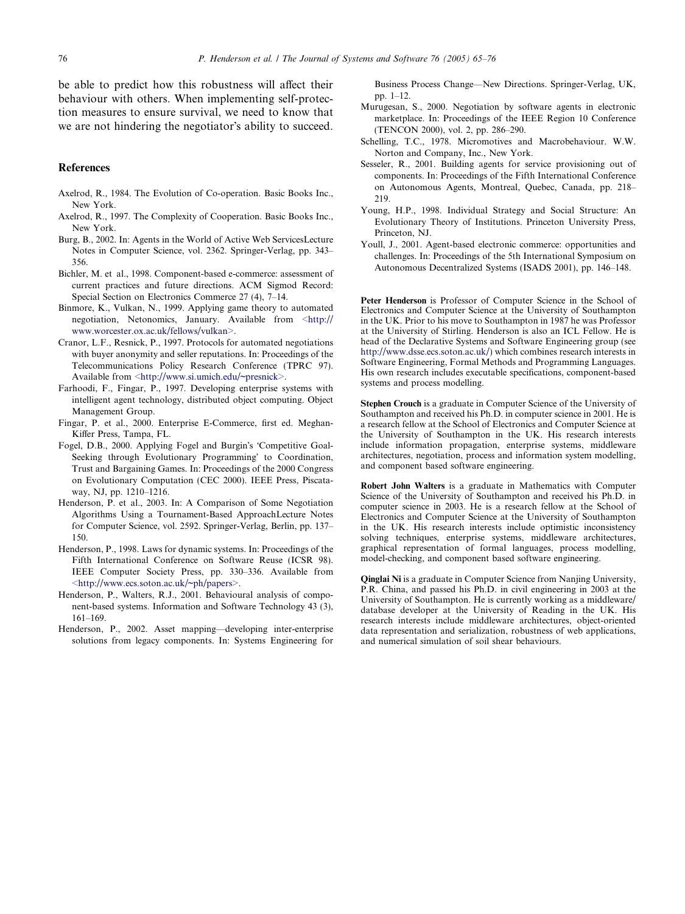be able to predict how this robustness will affect their behaviour with others. When implementing self-protection measures to ensure survival, we need to know that we are not hindering the negotiator's ability to succeed.

## References

Axelrod, R., 1984. The Evolution of Co-operation. Basic Books Inc., New York.

Axelrod, R., 1997. The Complexity of Cooperation. Basic Books Inc., New York.

Burg, B., 2002. In: Agents in the World of Active Web ServicesLecture Notes in Computer Science, vol. 2362. Springer-Verlag, pp. 343–356.

Bichler, M. et al., 1998. Component-based e-commerce: assessment of current practices and future directions. ACM Sigmod Record: Special Section on Electronics Commerce 27 (4), 7–14.

Binmore, K., Vulkan, N., 1999. Applying game theory to automated negotiation, Netonomics, January. Available from <http://www.worcester.ox.ac.uk/fellows/vulkan>.

Cranor, L.F., Resnick, P., 1997. Protocols for automated negotiations with buyer anonymity and seller reputations. In: Proceedings of the Telecommunications Policy Research Conference (TPRC 97). Available from <http://www.si.umich.edu/~presnick>.

Farhoodi, F., Fingar, P., 1997. Developing enterprise systems with intelligent agent technology, distributed object computing. Object Management Group.

Fingar, P. et al., 2000. Enterprise E-Commerce, first ed. Meghan-Kiffer Press, Tampa, FL.

Fogel, D.B., 2000. Applying Fogel and Burgin's 'Competitive Goal-Seeking through Evolutionary Programming' to Coordination, Trust and Bargaining Games. In: Proceedings of the 2000 Congress on Evolutionary Computation (CEC 2000). IEEE Press, Piscataway, NJ, pp. 1210–1216.

Henderson, P. et al., 2003. In: A Comparison of Some Negotiation Algorithms Using a Tournament-Based ApproachLecture Notes for Computer Science, vol. 2592. Springer-Verlag, Berlin, pp. 137–150.

Henderson, P., 1998. Laws for dynamic systems. In: Proceedings of the Fifth International Conference on Software Reuse (ICSR 98). IEEE Computer Society Press, pp. 330–336. Available from <http://www.ecs.soton.ac.uk/~ph/papers>.

Henderson, P., Walters, R.J., 2001. Behavioural analysis of component-based systems. Information and Software Technology 43 (3), 161–169.

Henderson, P., 2002. Asset mapping—developing inter-enterprise solutions from legacy components. In: Systems Engineering for Business Process Change—New Directions. Springer-Verlag, UK, pp. 1–12.

Murugesan, S., 2000. Negotiation by software agents in electronic marketplace. In: Proceedings of the IEEE Region 10 Conference (TENCON 2000), vol. 2, pp. 286–290.

Schelling, T.C., 1978. Micromotives and Macrobehaviour. W.W. Norton and Company, Inc., New York.

Sesseler, R., 2001. Building agents for service provisioning out of components. In: Proceedings of the Fifth International Conference on Autonomous Agents, Montreal, Quebec, Canada, pp. 218–219.

Young, H.P., 1998. Individual Strategy and Social Structure: An Evolutionary Theory of Institutions. Princeton University Press, Princeton, NJ.

Youll, J., 2001. Agent-based electronic commerce: opportunities and challenges. In: Proceedings of the 5th International Symposium on Autonomous Decentralized Systems (ISADS 2001), pp. 146–148.

**Peter Henderson** is Professor of Computer Science in the School of Electronics and Computer Science at the University of Southampton in the UK. Prior to his move to Southampton in 1987 he was Professor at the University of Stirling. Henderson is also an ICL Fellow. He is head of the Declarative Systems and Software Engineering group (see http://www.dsse.ecs.soton.ac.uk/) which combines research interests in Software Engineering, Formal Methods and Programming Languages. His own research includes executable specifications, component-based systems and process modelling.

**Stephen Crouch** is a graduate in Computer Science of the University of Southampton and received his Ph.D. in computer science in 2001. He is a research fellow at the School of Electronics and Computer Science at the University of Southampton in the UK. His research interests include information propagation, enterprise systems, middleware architectures, negotiation, process and information system modelling, and component based software engineering.

**Robert John Walters** is a graduate in Mathematics with Computer Science of the University of Southampton and received his Ph.D. in computer science in 2003. He is a research fellow at the School of Electronics and Computer Science at the University of Southampton in the UK. His research interests include optimistic inconsistency solving techniques, enterprise systems, middleware architectures, graphical representation of formal languages, process modelling, model-checking, and component based software engineering.

**Qinglai Ni** is a graduate in Computer Science from Nanjing University, P.R. China, and passed his Ph.D. in civil engineering in 2003 at the University of Southampton. He is currently working as a middleware/database developer at the University of Reading in the UK. His research interests include middleware architectures, object-oriented data representation and serialization, robustness of web applications, and numerical simulation of soil shear behaviours.